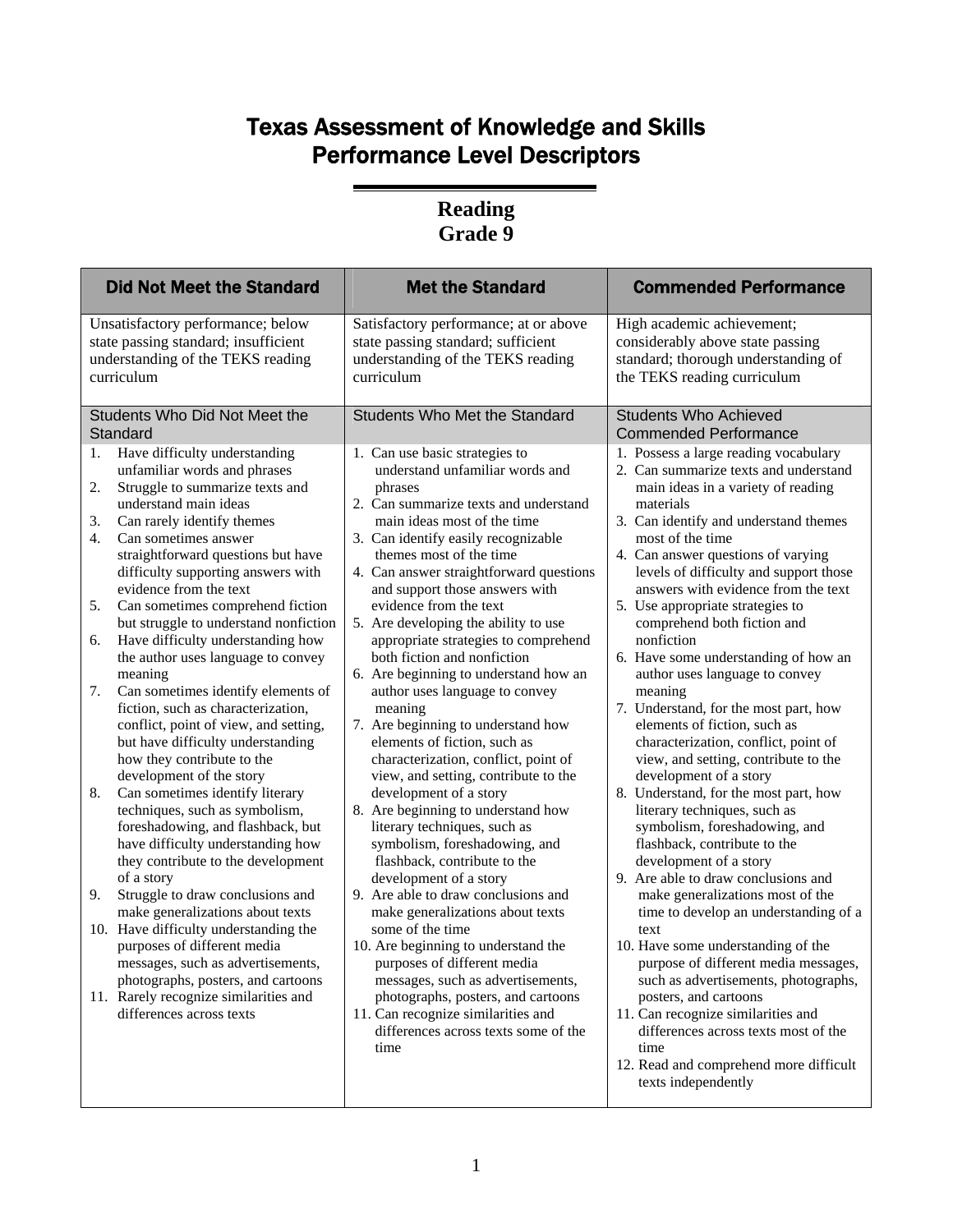# Texas Assessment of Knowledge and Skills
# Performance Level Descriptors

## Reading
## Grade 9

| Did Not Meet the Standard | Met the Standard | Commended Performance |
|---|---|---|
| Unsatisfactory performance; below state passing standard; insufficient understanding of the TEKS reading curriculum | Satisfactory performance; at or above state passing standard; sufficient understanding of the TEKS reading curriculum | High academic achievement; considerably above state passing standard; thorough understanding of the TEKS reading curriculum |
| Students Who Did Not Meet the Standard | Students Who Met the Standard | Students Who Achieved Commended Performance |
| 1. Have difficulty understanding unfamiliar words and phrases<br>2. Struggle to summarize texts and understand main ideas<br>3. Can rarely identify themes<br>4. Can sometimes answer straightforward questions but have difficulty supporting answers with evidence from the text<br>5. Can sometimes comprehend fiction but struggle to understand nonfiction<br>6. Have difficulty understanding how the author uses language to convey meaning<br>7. Can sometimes identify elements of fiction, such as characterization, conflict, point of view, and setting, but have difficulty understanding how they contribute to the development of the story<br>8. Can sometimes identify literary techniques, such as symbolism, foreshadowing, and flashback, but have difficulty understanding how they contribute to the development of a story<br>9. Struggle to draw conclusions and make generalizations about texts<br>10. Have difficulty understanding the purposes of different media messages, such as advertisements, photographs, posters, and cartoons<br>11. Rarely recognize similarities and differences across texts | 1. Can use basic strategies to understand unfamiliar words and phrases<br>2. Can summarize texts and understand main ideas most of the time<br>3. Can identify easily recognizable themes most of the time<br>4. Can answer straightforward questions and support those answers with evidence from the text<br>5. Are developing the ability to use appropriate strategies to comprehend both fiction and nonfiction<br>6. Are beginning to understand how an author uses language to convey meaning<br>7. Are beginning to understand how elements of fiction, such as characterization, conflict, point of view, and setting, contribute to the development of a story<br>8. Are beginning to understand how literary techniques, such as symbolism, foreshadowing, and flashback, contribute to the development of a story<br>9. Are able to draw conclusions and make generalizations about texts some of the time<br>10. Are beginning to understand the purposes of different media messages, such as advertisements, photographs, posters, and cartoons<br>11. Can recognize similarities and differences across texts some of the time | 1. Possess a large reading vocabulary<br>2. Can summarize texts and understand main ideas in a variety of reading materials<br>3. Can identify and understand themes most of the time<br>4. Can answer questions of varying levels of difficulty and support those answers with evidence from the text<br>5. Use appropriate strategies to comprehend both fiction and nonfiction<br>6. Have some understanding of how an author uses language to convey meaning<br>7. Understand, for the most part, how elements of fiction, such as characterization, conflict, point of view, and setting, contribute to the development of a story<br>8. Understand, for the most part, how literary techniques, such as symbolism, foreshadowing, and flashback, contribute to the development of a story<br>9. Are able to draw conclusions and make generalizations most of the time to develop an understanding of a text<br>10. Have some understanding of the purpose of different media messages, such as advertisements, photographs, posters, and cartoons<br>11. Can recognize similarities and differences across texts most of the time<br>12. Read and comprehend more difficult texts independently |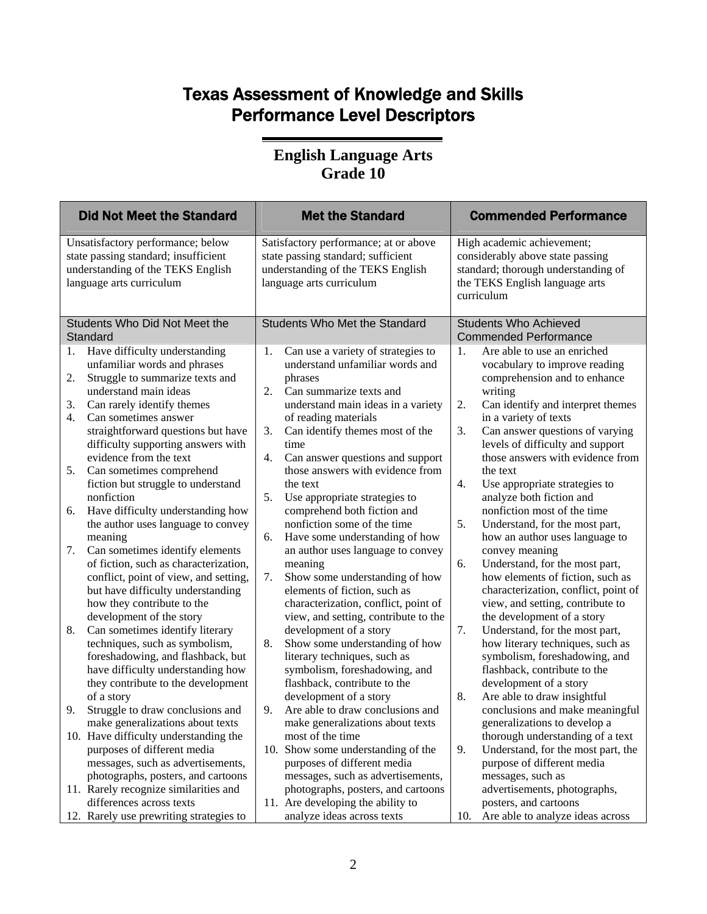# Texas Assessment of Knowledge and Skills
# Performance Level Descriptors

## English Language Arts
## Grade 10

| Did Not Meet the Standard | Met the Standard | Commended Performance |
|---|---|---|
| Unsatisfactory performance; below state passing standard; insufficient understanding of the TEKS English language arts curriculum | Satisfactory performance; at or above state passing standard; sufficient understanding of the TEKS English language arts curriculum | High academic achievement; considerably above state passing standard; thorough understanding of the TEKS English language arts curriculum |
| **Students Who Did Not Meet the Standard** | **Students Who Met the Standard** | **Students Who Achieved Commended Performance** |
| 1. Have difficulty understanding unfamiliar words and phrases<br>2. Struggle to summarize texts and understand main ideas<br>3. Can rarely identify themes<br>4. Can sometimes answer straightforward questions but have difficulty supporting answers with evidence from the text<br>5. Can sometimes comprehend fiction but struggle to understand nonfiction<br>6. Have difficulty understanding how the author uses language to convey meaning<br>7. Can sometimes identify elements of fiction, such as characterization, conflict, point of view, and setting, but have difficulty understanding how they contribute to the development of the story<br>8. Can sometimes identify literary techniques, such as symbolism, foreshadowing, and flashback, but have difficulty understanding how they contribute to the development of a story<br>9. Struggle to draw conclusions and make generalizations about texts<br>10. Have difficulty understanding the purposes of different media messages, such as advertisements, photographs, posters, and cartoons<br>11. Rarely recognize similarities and differences across texts<br>12. Rarely use prewriting strategies to | 1. Can use a variety of strategies to understand unfamiliar words and phrases<br>2. Can summarize texts and understand main ideas in a variety of reading materials<br>3. Can identify themes most of the time<br>4. Can answer questions and support those answers with evidence from the text<br>5. Use appropriate strategies to comprehend both fiction and nonfiction some of the time<br>6. Have some understanding of how an author uses language to convey meaning<br>7. Show some understanding of how elements of fiction, such as characterization, conflict, point of view, and setting, contribute to the development of a story<br>8. Show some understanding of how literary techniques, such as symbolism, foreshadowing, and flashback, contribute to the development of a story<br>9. Are able to draw conclusions and make generalizations about texts most of the time<br>10. Show some understanding of the purposes of different media messages, such as advertisements, photographs, posters, and cartoons<br>11. Are developing the ability to analyze ideas across texts | 1. Are able to use an enriched vocabulary to improve reading comprehension and to enhance writing<br>2. Can identify and interpret themes in a variety of texts<br>3. Can answer questions of varying levels of difficulty and support those answers with evidence from the text<br>4. Use appropriate strategies to analyze both fiction and nonfiction most of the time<br>5. Understand, for the most part, how an author uses language to convey meaning<br>6. Understand, for the most part, how elements of fiction, such as characterization, conflict, point of view, and setting, contribute to the development of a story<br>7. Understand, for the most part, how literary techniques, such as symbolism, foreshadowing, and flashback, contribute to the development of a story<br>8. Are able to draw insightful conclusions and make meaningful generalizations to develop a thorough understanding of a text<br>9. Understand, for the most part, the purpose of different media messages, such as advertisements, photographs, posters, and cartoons<br>10. Are able to analyze ideas across |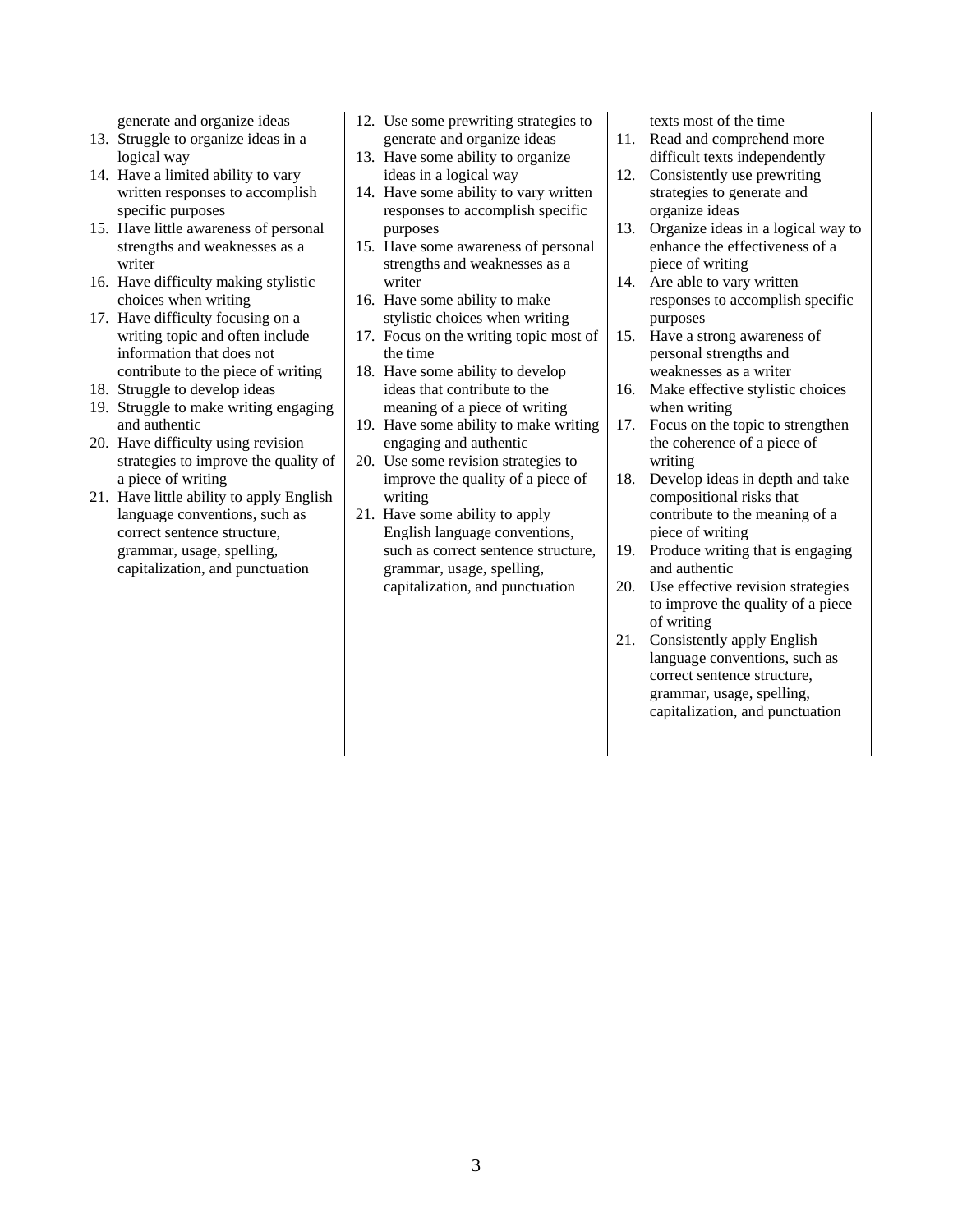| | | |
|---|---|---|
| generate and organize ideas<br>13. Struggle to organize ideas in a logical way<br>14. Have a limited ability to vary written responses to accomplish specific purposes<br>15. Have little awareness of personal strengths and weaknesses as a writer<br>16. Have difficulty making stylistic choices when writing<br>17. Have difficulty focusing on a writing topic and often include information that does not contribute to the piece of writing<br>18. Struggle to develop ideas<br>19. Struggle to make writing engaging and authentic<br>20. Have difficulty using revision strategies to improve the quality of a piece of writing<br>21. Have little ability to apply English language conventions, such as correct sentence structure, grammar, usage, spelling, capitalization, and punctuation | 12. Use some prewriting strategies to generate and organize ideas<br>13. Have some ability to organize ideas in a logical way<br>14. Have some ability to vary written responses to accomplish specific purposes<br>15. Have some awareness of personal strengths and weaknesses as a writer<br>16. Have some ability to make stylistic choices when writing<br>17. Focus on the writing topic most of the time<br>18. Have some ability to develop ideas that contribute to the meaning of a piece of writing<br>19. Have some ability to make writing engaging and authentic<br>20. Use some revision strategies to improve the quality of a piece of writing<br>21. Have some ability to apply English language conventions, such as correct sentence structure, grammar, usage, spelling, capitalization, and punctuation | texts most of the time<br>11. Read and comprehend more difficult texts independently<br>12. Consistently use prewriting strategies to generate and organize ideas<br>13. Organize ideas in a logical way to enhance the effectiveness of a piece of writing<br>14. Are able to vary written responses to accomplish specific purposes<br>15. Have a strong awareness of personal strengths and weaknesses as a writer<br>16. Make effective stylistic choices when writing<br>17. Focus on the topic to strengthen the coherence of a piece of writing<br>18. Develop ideas in depth and take compositional risks that contribute to the meaning of a piece of writing<br>19. Produce writing that is engaging and authentic<br>20. Use effective revision strategies to improve the quality of a piece of writing<br>21. Consistently apply English language conventions, such as correct sentence structure, grammar, usage, spelling, capitalization, and punctuation |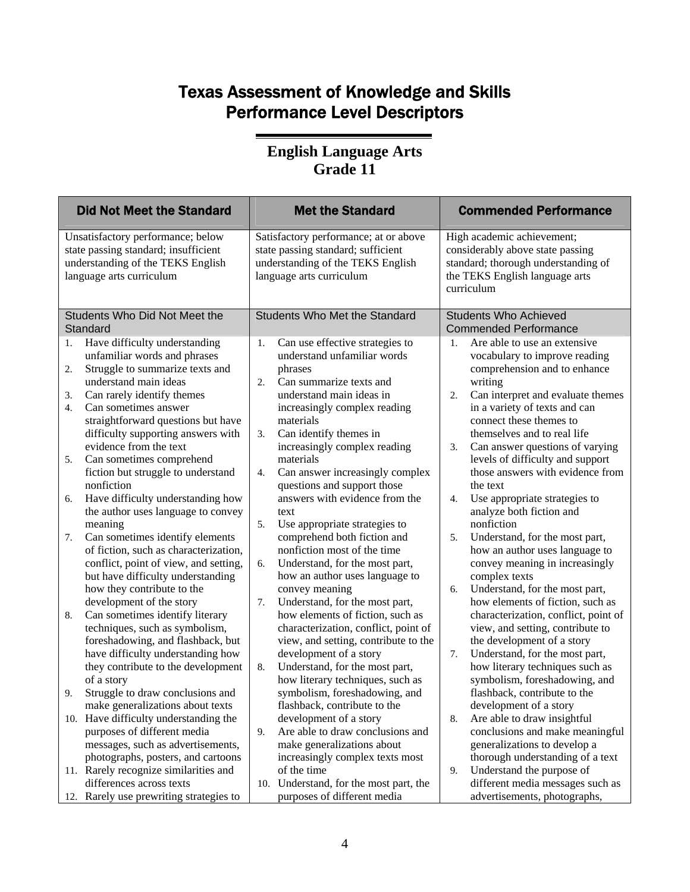# Texas Assessment of Knowledge and Skills Performance Level Descriptors

## English Language Arts Grade 11

| Did Not Meet the Standard | Met the Standard | Commended Performance |
|---|---|---|
| Unsatisfactory performance; below state passing standard; insufficient understanding of the TEKS English language arts curriculum | Satisfactory performance; at or above state passing standard; sufficient understanding of the TEKS English language arts curriculum | High academic achievement; considerably above state passing standard; thorough understanding of the TEKS English language arts curriculum |
| Students Who Did Not Meet the Standard | Students Who Met the Standard | Students Who Achieved Commended Performance |
| 1. Have difficulty understanding unfamiliar words and phrases<br>2. Struggle to summarize texts and understand main ideas<br>3. Can rarely identify themes<br>4. Can sometimes answer straightforward questions but have difficulty supporting answers with evidence from the text<br>5. Can sometimes comprehend fiction but struggle to understand nonfiction<br>6. Have difficulty understanding how the author uses language to convey meaning<br>7. Can sometimes identify elements of fiction, such as characterization, conflict, point of view, and setting, but have difficulty understanding how they contribute to the development of the story<br>8. Can sometimes identify literary techniques, such as symbolism, foreshadowing, and flashback, but have difficulty understanding how they contribute to the development of a story<br>9. Struggle to draw conclusions and make generalizations about texts<br>10. Have difficulty understanding the purposes of different media messages, such as advertisements, photographs, posters, and cartoons<br>11. Rarely recognize similarities and differences across texts<br>12. Rarely use prewriting strategies to | 1. Can use effective strategies to understand unfamiliar words phrases<br>2. Can summarize texts and understand main ideas in increasingly complex reading materials<br>3. Can identify themes in increasingly complex reading materials<br>4. Can answer increasingly complex questions and support those answers with evidence from the text<br>5. Use appropriate strategies to comprehend both fiction and nonfiction most of the time<br>6. Understand, for the most part, how an author uses language to convey meaning<br>7. Understand, for the most part, how elements of fiction, such as characterization, conflict, point of view, and setting, contribute to the development of a story<br>8. Understand, for the most part, how literary techniques, such as symbolism, foreshadowing, and flashback, contribute to the development of a story<br>9. Are able to draw conclusions and make generalizations about increasingly complex texts most of the time<br>10. Understand, for the most part, the purposes of different media | 1. Are able to use an extensive vocabulary to improve reading comprehension and to enhance writing<br>2. Can interpret and evaluate themes in a variety of texts and can connect these themes to themselves and to real life<br>3. Can answer questions of varying levels of difficulty and support those answers with evidence from the text<br>4. Use appropriate strategies to analyze both fiction and nonfiction<br>5. Understand, for the most part, how an author uses language to convey meaning in increasingly complex texts<br>6. Understand, for the most part, how elements of fiction, such as characterization, conflict, point of view, and setting, contribute to the development of a story<br>7. Understand, for the most part, how literary techniques such as symbolism, foreshadowing, and flashback, contribute to the development of a story<br>8. Are able to draw insightful conclusions and make meaningful generalizations to develop a thorough understanding of a text<br>9. Understand the purpose of different media messages such as advertisements, photographs, |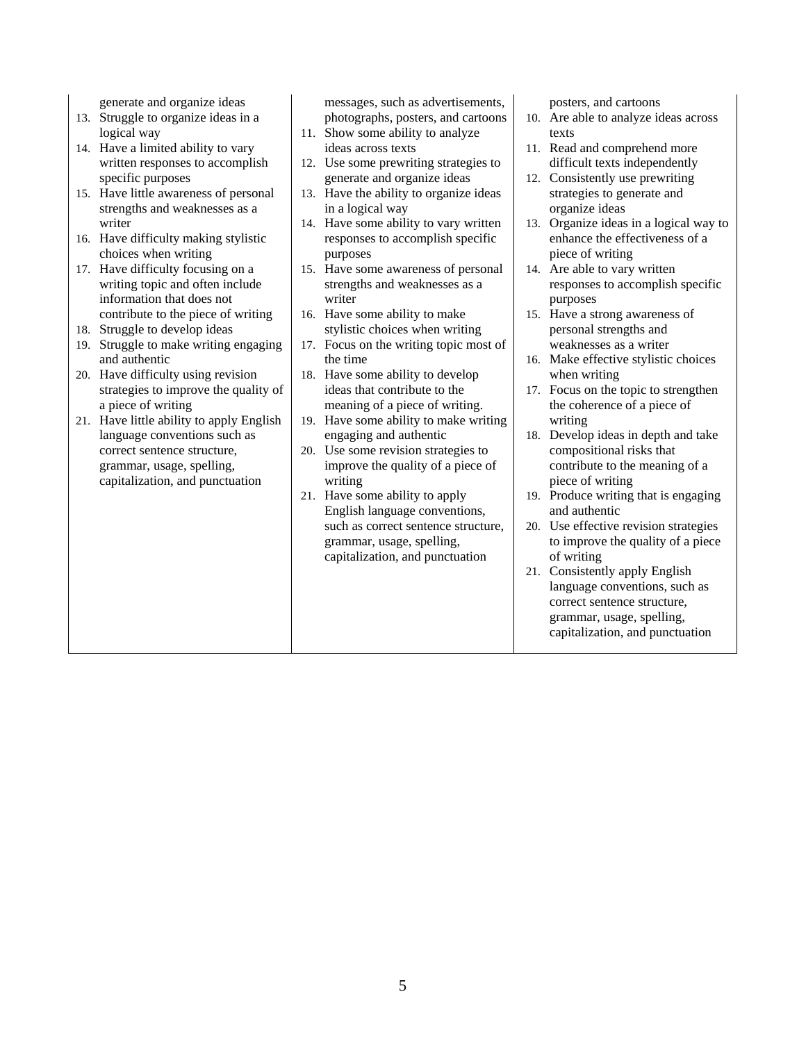| | | |
|---|---|---|
| generate and organize ideas<br>13. Struggle to organize ideas in a logical way<br>14. Have a limited ability to vary written responses to accomplish specific purposes<br>15. Have little awareness of personal strengths and weaknesses as a writer<br>16. Have difficulty making stylistic choices when writing<br>17. Have difficulty focusing on a writing topic and often include information that does not contribute to the piece of writing<br>18. Struggle to develop ideas<br>19. Struggle to make writing engaging and authentic<br>20. Have difficulty using revision strategies to improve the quality of a piece of writing<br>21. Have little ability to apply English language conventions such as correct sentence structure, grammar, usage, spelling, capitalization, and punctuation | messages, such as advertisements, photographs, posters, and cartoons<br>11. Show some ability to analyze ideas across texts<br>12. Use some prewriting strategies to generate and organize ideas<br>13. Have the ability to organize ideas in a logical way<br>14. Have some ability to vary written responses to accomplish specific purposes<br>15. Have some awareness of personal strengths and weaknesses as a writer<br>16. Have some ability to make stylistic choices when writing<br>17. Focus on the writing topic most of the time<br>18. Have some ability to develop ideas that contribute to the meaning of a piece of writing.<br>19. Have some ability to make writing engaging and authentic<br>20. Use some revision strategies to improve the quality of a piece of writing<br>21. Have some ability to apply English language conventions, such as correct sentence structure, grammar, usage, spelling, capitalization, and punctuation | posters, and cartoons<br>10. Are able to analyze ideas across texts<br>11. Read and comprehend more difficult texts independently<br>12. Consistently use prewriting strategies to generate and organize ideas<br>13. Organize ideas in a logical way to enhance the effectiveness of a piece of writing<br>14. Are able to vary written responses to accomplish specific purposes<br>15. Have a strong awareness of personal strengths and weaknesses as a writer<br>16. Make effective stylistic choices when writing<br>17. Focus on the topic to strengthen the coherence of a piece of writing<br>18. Develop ideas in depth and take compositional risks that contribute to the meaning of a piece of writing<br>19. Produce writing that is engaging and authentic<br>20. Use effective revision strategies to improve the quality of a piece of writing<br>21. Consistently apply English language conventions, such as correct sentence structure, grammar, usage, spelling, capitalization, and punctuation |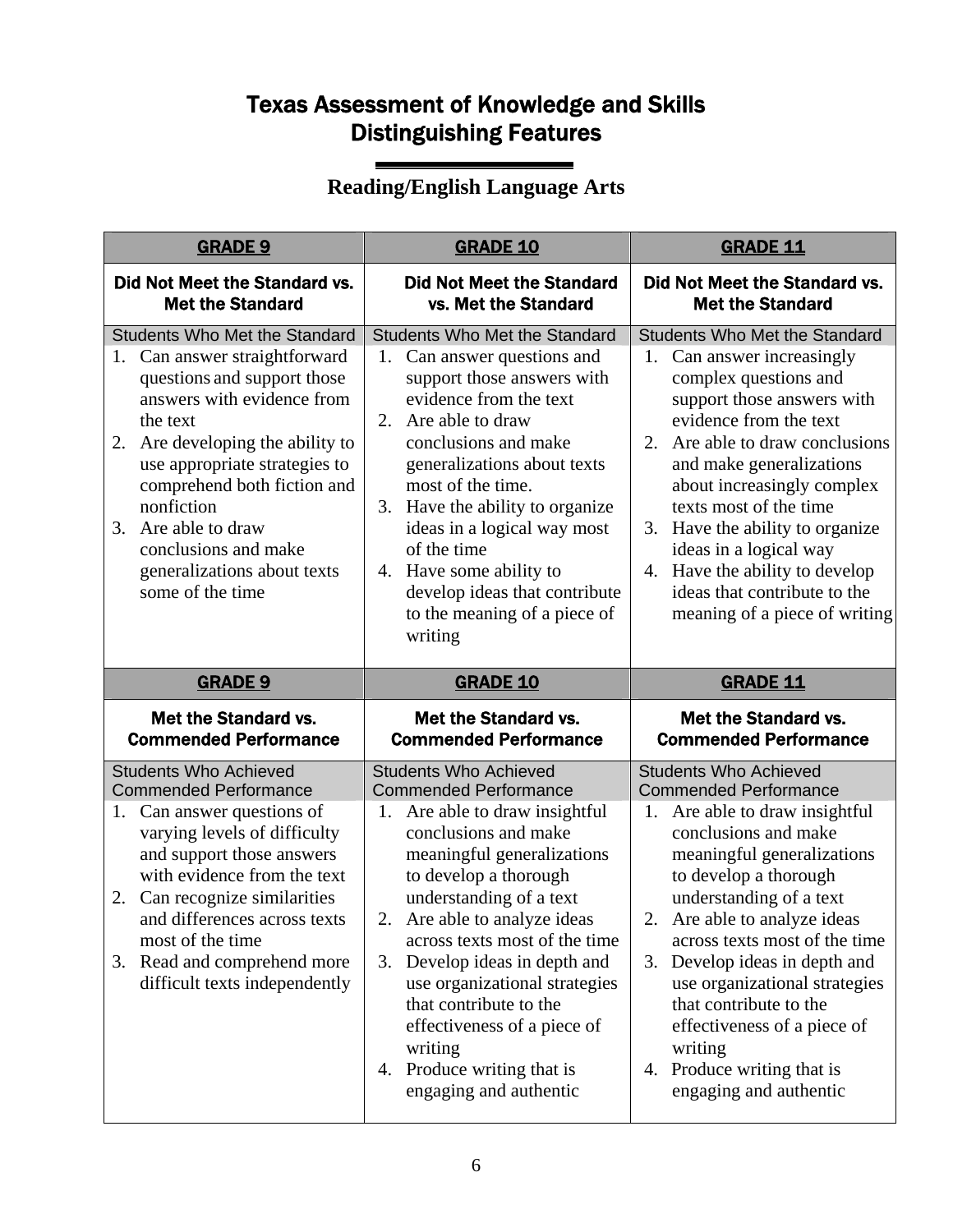# Texas Assessment of Knowledge and Skills
# Distinguishing Features

## Reading/English Language Arts

| **GRADE 9** | **GRADE 10** | **GRADE 11** |
|---|---|---|
| **Did Not Meet the Standard vs. Met the Standard** | **Did Not Meet the Standard vs. Met the Standard** | **Did Not Meet the Standard vs. Met the Standard** |
| Students Who Met the Standard | Students Who Met the Standard | Students Who Met the Standard |
| 1. Can answer straightforward questions and support those answers with evidence from the text<br>2. Are developing the ability to use appropriate strategies to comprehend both fiction and nonfiction<br>3. Are able to draw conclusions and make generalizations about texts some of the time | 1. Can answer questions and support those answers with evidence from the text<br>2. Are able to draw conclusions and make generalizations about texts most of the time.<br>3. Have the ability to organize ideas in a logical way most of the time<br>4. Have some ability to develop ideas that contribute to the meaning of a piece of writing | 1. Can answer increasingly complex questions and support those answers with evidence from the text<br>2. Are able to draw conclusions and make generalizations about increasingly complex texts most of the time<br>3. Have the ability to organize ideas in a logical way<br>4. Have the ability to develop ideas that contribute to the meaning of a piece of writing |
| **GRADE 9** | **GRADE 10** | **GRADE 11** |
| **Met the Standard vs. Commended Performance** | **Met the Standard vs. Commended Performance** | **Met the Standard vs. Commended Performance** |
| Students Who Achieved Commended Performance | Students Who Achieved Commended Performance | Students Who Achieved Commended Performance |
| 1. Can answer questions of varying levels of difficulty and support those answers with evidence from the text<br>2. Can recognize similarities and differences across texts most of the time<br>3. Read and comprehend more difficult texts independently | 1. Are able to draw insightful conclusions and make meaningful generalizations to develop a thorough understanding of a text<br>2. Are able to analyze ideas across texts most of the time<br>3. Develop ideas in depth and use organizational strategies that contribute to the effectiveness of a piece of writing<br>4. Produce writing that is engaging and authentic | 1. Are able to draw insightful conclusions and make meaningful generalizations to develop a thorough understanding of a text<br>2. Are able to analyze ideas across texts most of the time<br>3. Develop ideas in depth and use organizational strategies that contribute to the effectiveness of a piece of writing<br>4. Produce writing that is engaging and authentic |